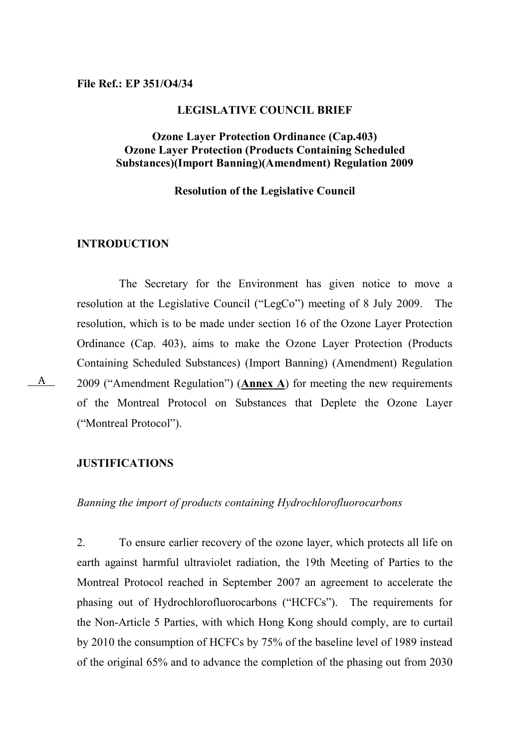**File Ref.: EP 351/O4/34**

**LEGISLATIVE COUNCIL BRIEF**

**Ozone Layer Protection Ordinance (Cap.403)**
**Ozone Layer Protection (Products Containing Scheduled Substances)(Import Banning)(Amendment) Regulation 2009**

**Resolution of the Legislative Council**

**INTRODUCTION**

The Secretary for the Environment has given notice to move a resolution at the Legislative Council ("LegCo") meeting of 8 July 2009. The resolution, which is to be made under section 16 of the Ozone Layer Protection Ordinance (Cap. 403), aims to make the Ozone Layer Protection (Products Containing Scheduled Substances) (Import Banning) (Amendment) Regulation 2009 ("Amendment Regulation") (**Annex A**) for meeting the new requirements of the Montreal Protocol on Substances that Deplete the Ozone Layer ("Montreal Protocol").

A

**JUSTIFICATIONS**

*Banning the import of products containing Hydrochlorofluorocarbons*

2. To ensure earlier recovery of the ozone layer, which protects all life on earth against harmful ultraviolet radiation, the 19th Meeting of Parties to the Montreal Protocol reached in September 2007 an agreement to accelerate the phasing out of Hydrochlorofluorocarbons ("HCFCs"). The requirements for the Non-Article 5 Parties, with which Hong Kong should comply, are to curtail by 2010 the consumption of HCFCs by 75% of the baseline level of 1989 instead of the original 65% and to advance the completion of the phasing out from 2030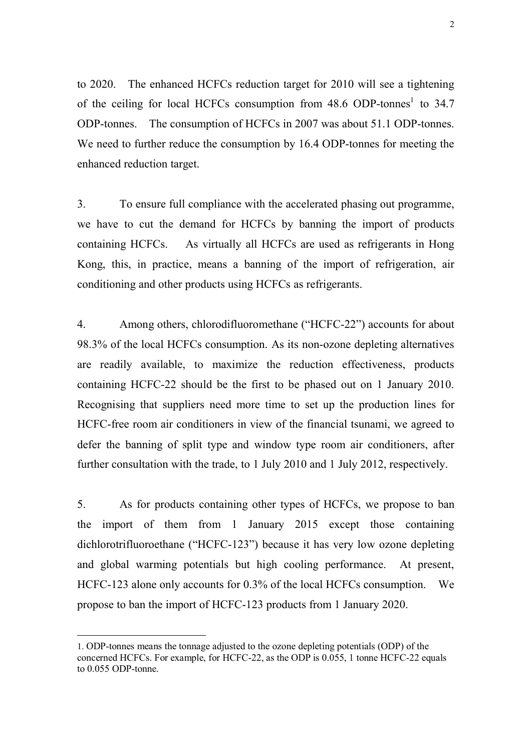to 2020. The enhanced HCFCs reduction target for 2010 will see a tightening of the ceiling for local HCFCs consumption from 48.6 ODP-tonnes[1] to 34.7 ODP-tonnes. The consumption of HCFCs in 2007 was about 51.1 ODP-tonnes. We need to further reduce the consumption by 16.4 ODP-tonnes for meeting the enhanced reduction target.

3. To ensure full compliance with the accelerated phasing out programme, we have to cut the demand for HCFCs by banning the import of products containing HCFCs. As virtually all HCFCs are used as refrigerants in Hong Kong, this, in practice, means a banning of the import of refrigeration, air conditioning and other products using HCFCs as refrigerants.

4. Among others, chlorodifluoromethane ("HCFC-22") accounts for about 98.3% of the local HCFCs consumption. As its non-ozone depleting alternatives are readily available, to maximize the reduction effectiveness, products containing HCFC-22 should be the first to be phased out on 1 January 2010. Recognising that suppliers need more time to set up the production lines for HCFC-free room air conditioners in view of the financial tsunami, we agreed to defer the banning of split type and window type room air conditioners, after further consultation with the trade, to 1 July 2010 and 1 July 2012, respectively.

5. As for products containing other types of HCFCs, we propose to ban the import of them from 1 January 2015 except those containing dichlorotrifluoroethane ("HCFC-123") because it has very low ozone depleting and global warming potentials but high cooling performance. At present, HCFC-123 alone only accounts for 0.3% of the local HCFCs consumption. We propose to ban the import of HCFC-123 products from 1 January 2020.

---

1. ODP-tonnes means the tonnage adjusted to the ozone depleting potentials (ODP) of the concerned HCFCs. For example, for HCFC-22, as the ODP is 0.055, 1 tonne HCFC-22 equals to 0.055 ODP-tonne.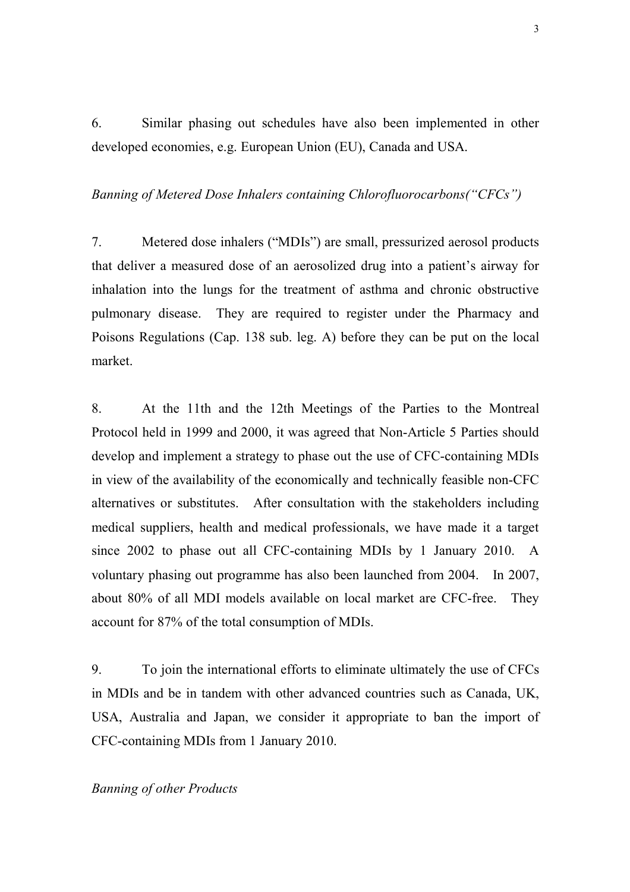6. Similar phasing out schedules have also been implemented in other developed economies, e.g. European Union (EU), Canada and USA.

*Banning of Metered Dose Inhalers containing Chlorofluorocarbons("CFCs")*

7. Metered dose inhalers ("MDIs") are small, pressurized aerosol products that deliver a measured dose of an aerosolized drug into a patient's airway for inhalation into the lungs for the treatment of asthma and chronic obstructive pulmonary disease. They are required to register under the Pharmacy and Poisons Regulations (Cap. 138 sub. leg. A) before they can be put on the local market.

8. At the 11th and the 12th Meetings of the Parties to the Montreal Protocol held in 1999 and 2000, it was agreed that Non-Article 5 Parties should develop and implement a strategy to phase out the use of CFC-containing MDIs in view of the availability of the economically and technically feasible non-CFC alternatives or substitutes. After consultation with the stakeholders including medical suppliers, health and medical professionals, we have made it a target since 2002 to phase out all CFC-containing MDIs by 1 January 2010. A voluntary phasing out programme has also been launched from 2004. In 2007, about 80% of all MDI models available on local market are CFC-free. They account for 87% of the total consumption of MDIs.

9. To join the international efforts to eliminate ultimately the use of CFCs in MDIs and be in tandem with other advanced countries such as Canada, UK, USA, Australia and Japan, we consider it appropriate to ban the import of CFC-containing MDIs from 1 January 2010.

*Banning of other Products*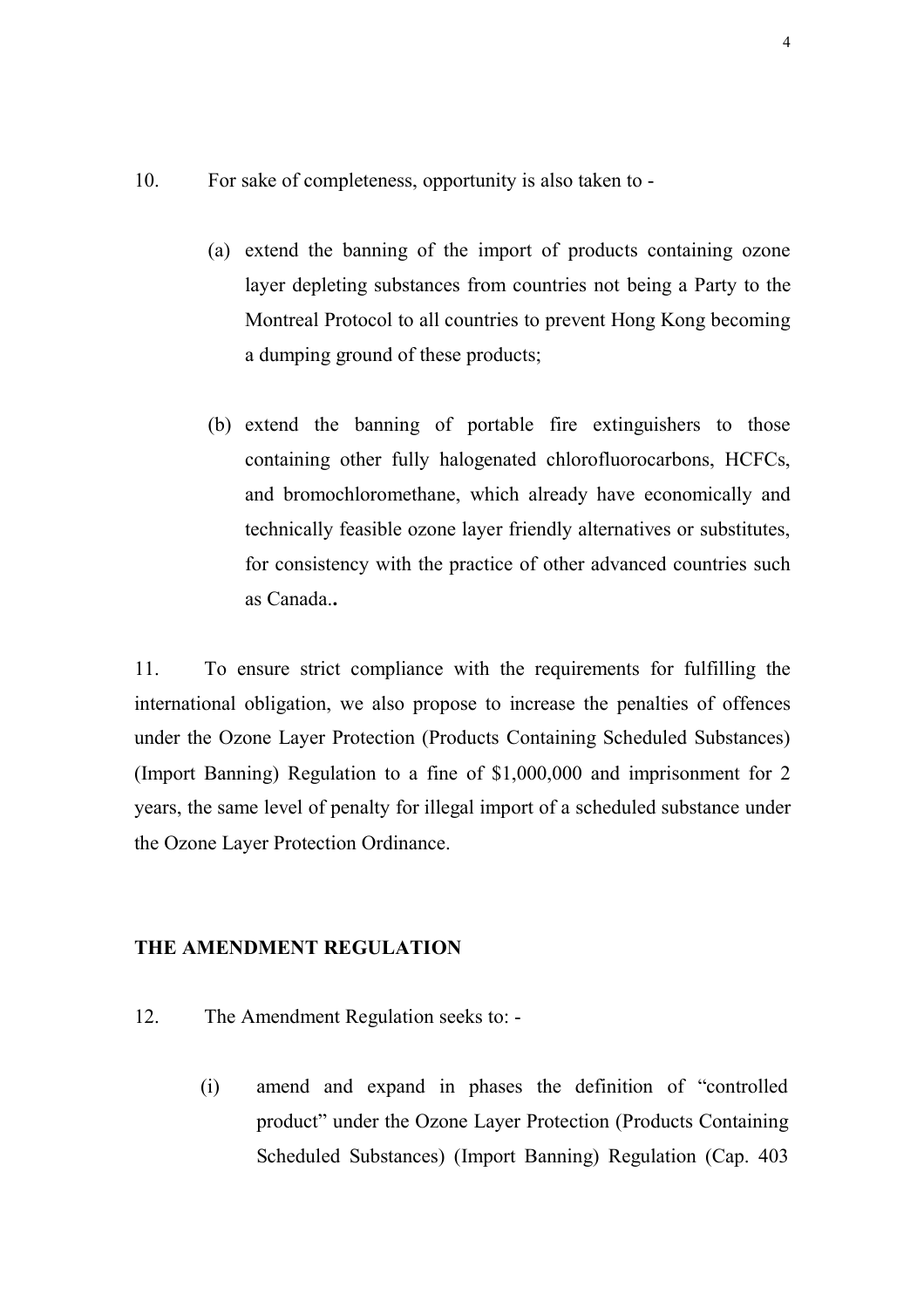10. For sake of completeness, opportunity is also taken to -

(a) extend the banning of the import of products containing ozone layer depleting substances from countries not being a Party to the Montreal Protocol to all countries to prevent Hong Kong becoming a dumping ground of these products;

(b) extend the banning of portable fire extinguishers to those containing other fully halogenated chlorofluorocarbons, HCFCs, and bromochloromethane, which already have economically and technically feasible ozone layer friendly alternatives or substitutes, for consistency with the practice of other advanced countries such as Canada..

11. To ensure strict compliance with the requirements for fulfilling the international obligation, we also propose to increase the penalties of offences under the Ozone Layer Protection (Products Containing Scheduled Substances) (Import Banning) Regulation to a fine of $1,000,000 and imprisonment for 2 years, the same level of penalty for illegal import of a scheduled substance under the Ozone Layer Protection Ordinance.

## THE AMENDMENT REGULATION

12. The Amendment Regulation seeks to: -

(i) amend and expand in phases the definition of "controlled product" under the Ozone Layer Protection (Products Containing Scheduled Substances) (Import Banning) Regulation (Cap. 403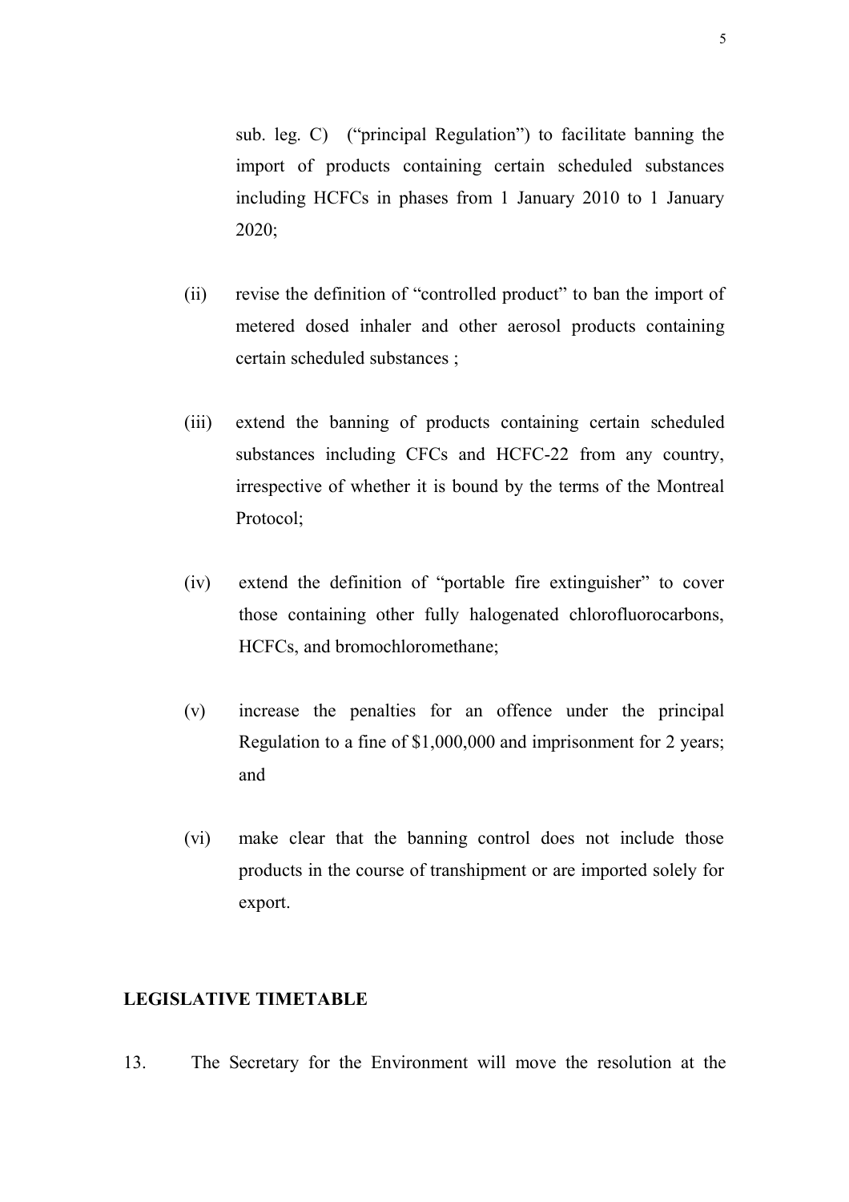sub. leg. C) ("principal Regulation") to facilitate banning the import of products containing certain scheduled substances including HCFCs in phases from 1 January 2010 to 1 January 2020;

(ii) revise the definition of "controlled product" to ban the import of metered dosed inhaler and other aerosol products containing certain scheduled substances ;

(iii) extend the banning of products containing certain scheduled substances including CFCs and HCFC-22 from any country, irrespective of whether it is bound by the terms of the Montreal Protocol;

(iv) extend the definition of "portable fire extinguisher" to cover those containing other fully halogenated chlorofluorocarbons, HCFCs, and bromochloromethane;

(v) increase the penalties for an offence under the principal Regulation to a fine of $1,000,000 and imprisonment for 2 years; and

(vi) make clear that the banning control does not include those products in the course of transhipment or are imported solely for export.

**LEGISLATIVE TIMETABLE**

13. The Secretary for the Environment will move the resolution at the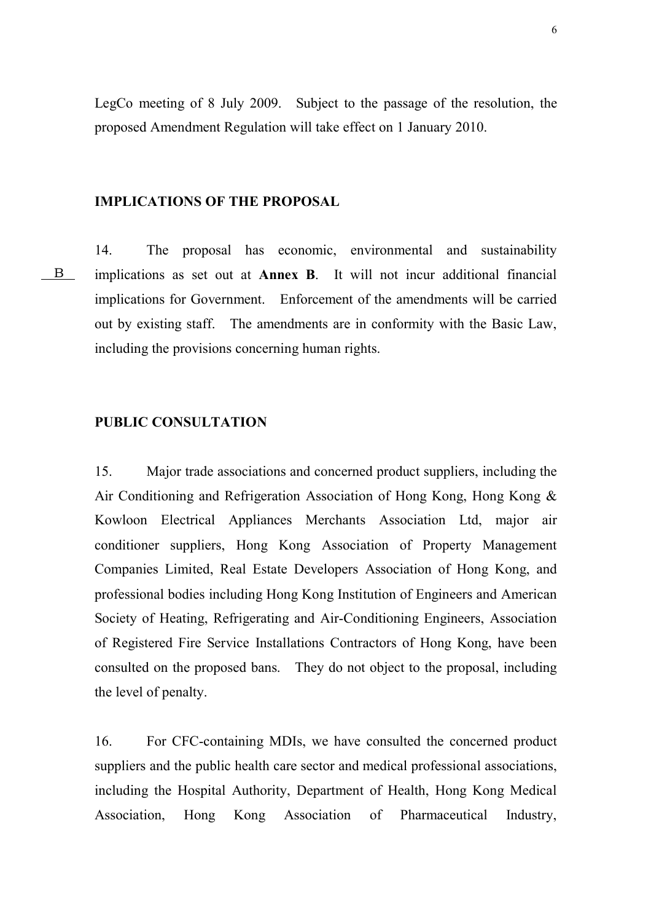LegCo meeting of 8 July 2009. Subject to the passage of the resolution, the proposed Amendment Regulation will take effect on 1 January 2010.

## IMPLICATIONS OF THE PROPOSAL

14. The proposal has economic, environmental and sustainability implications as set out at **Annex B**. It will not incur additional financial implications for Government. Enforcement of the amendments will be carried out by existing staff. The amendments are in conformity with the Basic Law, including the provisions concerning human rights.

## PUBLIC CONSULTATION

15. Major trade associations and concerned product suppliers, including the Air Conditioning and Refrigeration Association of Hong Kong, Hong Kong & Kowloon Electrical Appliances Merchants Association Ltd, major air conditioner suppliers, Hong Kong Association of Property Management Companies Limited, Real Estate Developers Association of Hong Kong, and professional bodies including Hong Kong Institution of Engineers and American Society of Heating, Refrigerating and Air-Conditioning Engineers, Association of Registered Fire Service Installations Contractors of Hong Kong, have been consulted on the proposed bans. They do not object to the proposal, including the level of penalty.

16. For CFC-containing MDIs, we have consulted the concerned product suppliers and the public health care sector and medical professional associations, including the Hospital Authority, Department of Health, Hong Kong Medical Association, Hong Kong Association of Pharmaceutical Industry,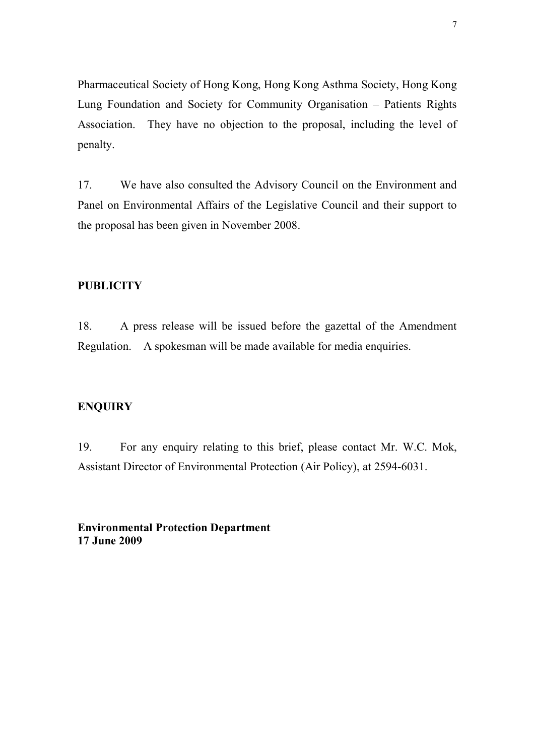Pharmaceutical Society of Hong Kong, Hong Kong Asthma Society, Hong Kong Lung Foundation and Society for Community Organisation – Patients Rights Association. They have no objection to the proposal, including the level of penalty.

17. We have also consulted the Advisory Council on the Environment and Panel on Environmental Affairs of the Legislative Council and their support to the proposal has been given in November 2008.

## PUBLICITY

18. A press release will be issued before the gazettal of the Amendment Regulation. A spokesman will be made available for media enquiries.

## ENQUIRY

19. For any enquiry relating to this brief, please contact Mr. W.C. Mok, Assistant Director of Environmental Protection (Air Policy), at 2594-6031.

**Environmental Protection Department**
**17 June 2009**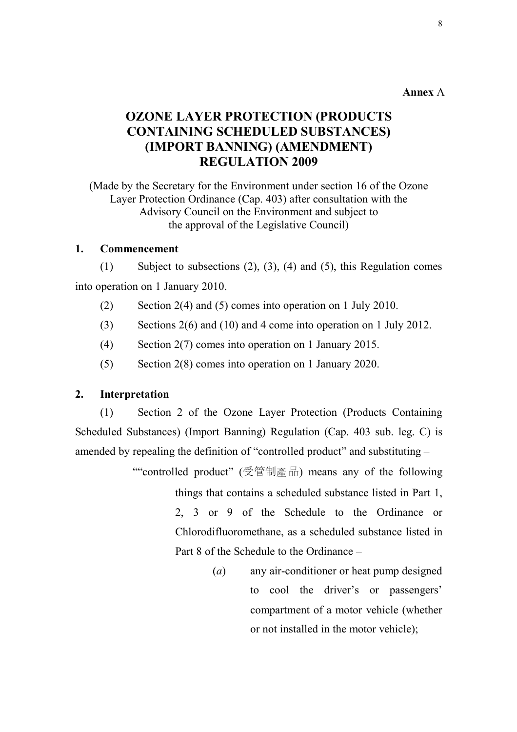**Annex** A

# OZONE LAYER PROTECTION (PRODUCTS CONTAINING SCHEDULED SUBSTANCES) (IMPORT BANNING) (AMENDMENT) REGULATION 2009

(Made by the Secretary for the Environment under section 16 of the Ozone Layer Protection Ordinance (Cap. 403) after consultation with the Advisory Council on the Environment and subject to the approval of the Legislative Council)

**1. Commencement**

(1) Subject to subsections (2), (3), (4) and (5), this Regulation comes into operation on 1 January 2010.

(2) Section 2(4) and (5) comes into operation on 1 July 2010.

(3) Sections 2(6) and (10) and 4 come into operation on 1 July 2012.

(4) Section 2(7) comes into operation on 1 January 2015.

(5) Section 2(8) comes into operation on 1 January 2020.

**2. Interpretation**

(1) Section 2 of the Ozone Layer Protection (Products Containing Scheduled Substances) (Import Banning) Regulation (Cap. 403 sub. leg. C) is amended by repealing the definition of "controlled product" and substituting –

""controlled product" (受管制產品) means any of the following things that contains a scheduled substance listed in Part 1, 2, 3 or 9 of the Schedule to the Ordinance or Chlorodifluoromethane, as a scheduled substance listed in Part 8 of the Schedule to the Ordinance –

(*a*) any air-conditioner or heat pump designed to cool the driver's or passengers' compartment of a motor vehicle (whether or not installed in the motor vehicle);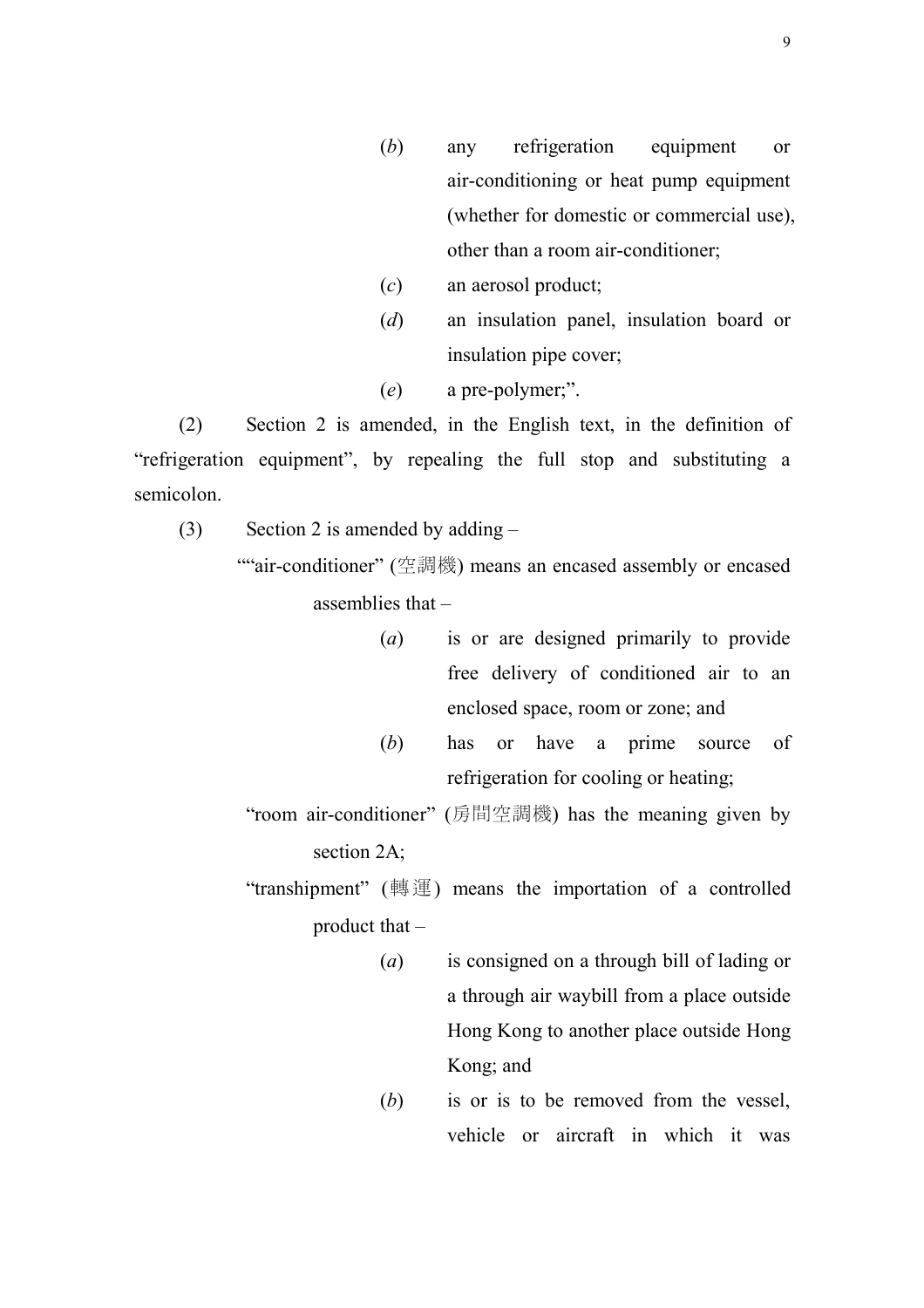(*b*) any refrigeration equipment or air-conditioning or heat pump equipment (whether for domestic or commercial use), other than a room air-conditioner;

(*c*) an aerosol product;

(*d*) an insulation panel, insulation board or insulation pipe cover;

(*e*) a pre-polymer;".

(2) Section 2 is amended, in the English text, in the definition of "refrigeration equipment", by repealing the full stop and substituting a semicolon.

(3) Section 2 is amended by adding –

""air-conditioner" (空調機) means an encased assembly or encased assemblies that –

(*a*) is or are designed primarily to provide free delivery of conditioned air to an enclosed space, room or zone; and

(*b*) has or have a prime source of refrigeration for cooling or heating;

"room air-conditioner" (房間空調機) has the meaning given by section 2A;

"transhipment" (轉運) means the importation of a controlled product that –

(*a*) is consigned on a through bill of lading or a through air waybill from a place outside Hong Kong to another place outside Hong Kong; and

(*b*) is or is to be removed from the vessel, vehicle or aircraft in which it was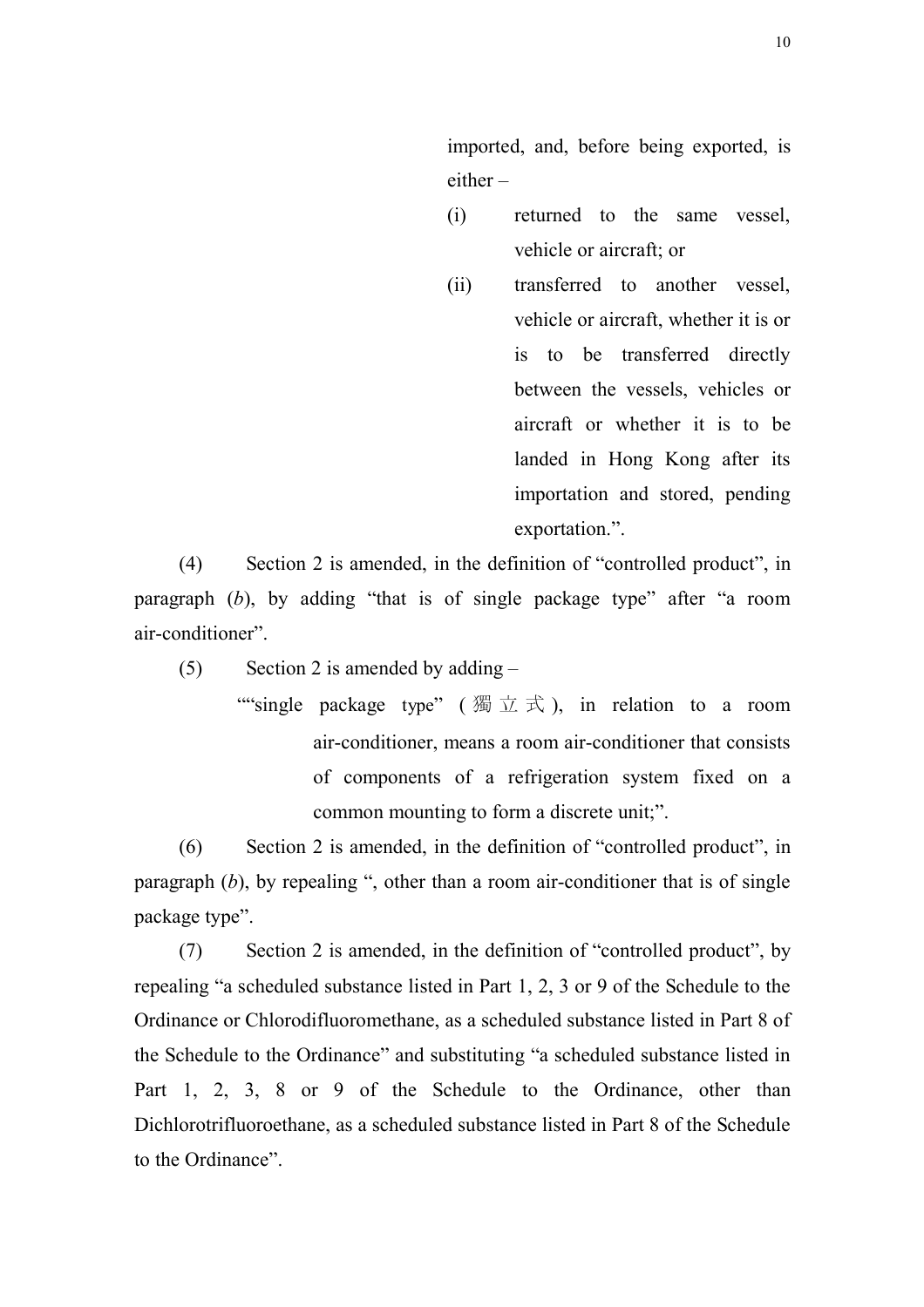imported, and, before being exported, is either –

(i) returned to the same vessel, vehicle or aircraft; or

(ii) transferred to another vessel, vehicle or aircraft, whether it is or is to be transferred directly between the vessels, vehicles or aircraft or whether it is to be landed in Hong Kong after its importation and stored, pending exportation.".

(4) Section 2 is amended, in the definition of "controlled product", in paragraph (*b*), by adding "that is of single package type" after "a room air-conditioner".

(5) Section 2 is amended by adding –

""single package type" (獨立式), in relation to a room air-conditioner, means a room air-conditioner that consists of components of a refrigeration system fixed on a common mounting to form a discrete unit;".

(6) Section 2 is amended, in the definition of "controlled product", in paragraph (*b*), by repealing ", other than a room air-conditioner that is of single package type".

(7) Section 2 is amended, in the definition of "controlled product", by repealing "a scheduled substance listed in Part 1, 2, 3 or 9 of the Schedule to the Ordinance or Chlorodifluoromethane, as a scheduled substance listed in Part 8 of the Schedule to the Ordinance" and substituting "a scheduled substance listed in Part 1, 2, 3, 8 or 9 of the Schedule to the Ordinance, other than Dichlorotrifluoroethane, as a scheduled substance listed in Part 8 of the Schedule to the Ordinance".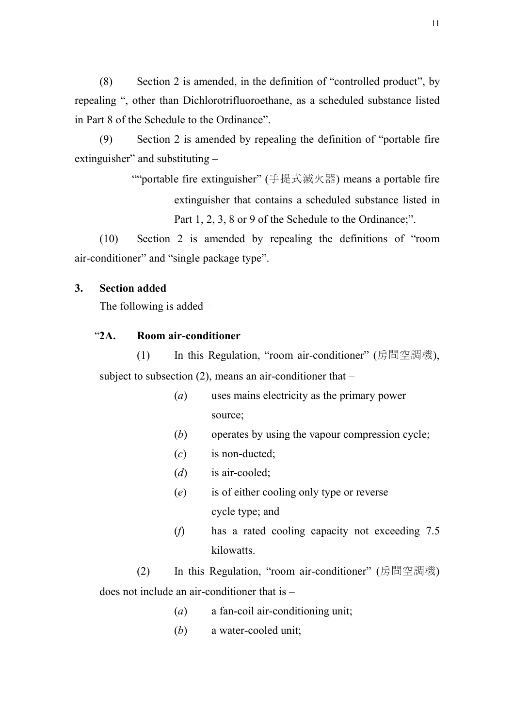(8) Section 2 is amended, in the definition of "controlled product", by repealing ", other than Dichlorotrifluoroethane, as a scheduled substance listed in Part 8 of the Schedule to the Ordinance".

(9) Section 2 is amended by repealing the definition of "portable fire extinguisher" and substituting –

> ""portable fire extinguisher" (手提式滅火器) means a portable fire extinguisher that contains a scheduled substance listed in Part 1, 2, 3, 8 or 9 of the Schedule to the Ordinance;".

(10) Section 2 is amended by repealing the definitions of "room air-conditioner" and "single package type".

**3. Section added**

The following is added –

"**2A. Room air-conditioner**

(1) In this Regulation, "room air-conditioner" (房間空調機), subject to subsection (2), means an air-conditioner that –

(*a*) uses mains electricity as the primary power source;

(*b*) operates by using the vapour compression cycle;

(*c*) is non-ducted;

(*d*) is air-cooled;

(*e*) is of either cooling only type or reverse cycle type; and

(*f*) has a rated cooling capacity not exceeding 7.5 kilowatts.

(2) In this Regulation, "room air-conditioner" (房間空調機) does not include an air-conditioner that is –

(*a*) a fan-coil air-conditioning unit;

(*b*) a water-cooled unit;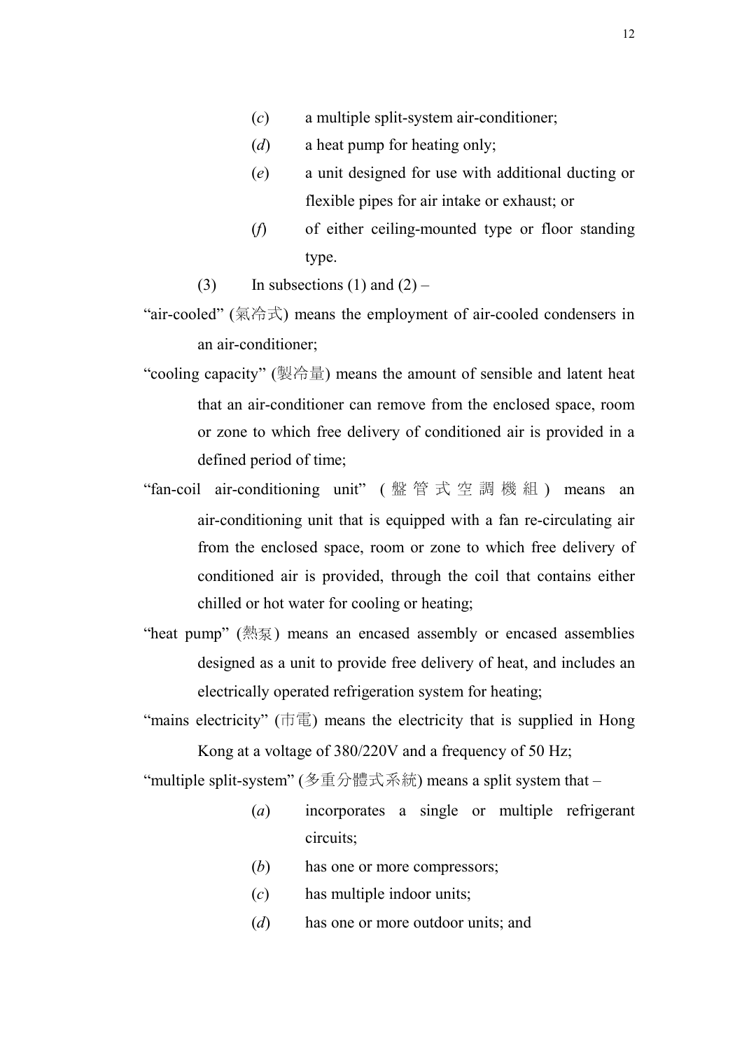(*c*) a multiple split-system air-conditioner;

(*d*) a heat pump for heating only;

(*e*) a unit designed for use with additional ducting or flexible pipes for air intake or exhaust; or

(*f*) of either ceiling-mounted type or floor standing type.

(3) In subsections (1) and (2) –

"air-cooled" (氣冷式) means the employment of air-cooled condensers in an air-conditioner;

"cooling capacity" (製冷量) means the amount of sensible and latent heat that an air-conditioner can remove from the enclosed space, room or zone to which free delivery of conditioned air is provided in a defined period of time;

"fan-coil air-conditioning unit" (盤管式空調機組) means an air-conditioning unit that is equipped with a fan re-circulating air from the enclosed space, room or zone to which free delivery of conditioned air is provided, through the coil that contains either chilled or hot water for cooling or heating;

"heat pump" (熱泵) means an encased assembly or encased assemblies designed as a unit to provide free delivery of heat, and includes an electrically operated refrigeration system for heating;

"mains electricity" (市電) means the electricity that is supplied in Hong Kong at a voltage of 380/220V and a frequency of 50 Hz;

"multiple split-system" (多重分體式系統) means a split system that –

(*a*) incorporates a single or multiple refrigerant circuits;

(*b*) has one or more compressors;

(*c*) has multiple indoor units;

(*d*) has one or more outdoor units; and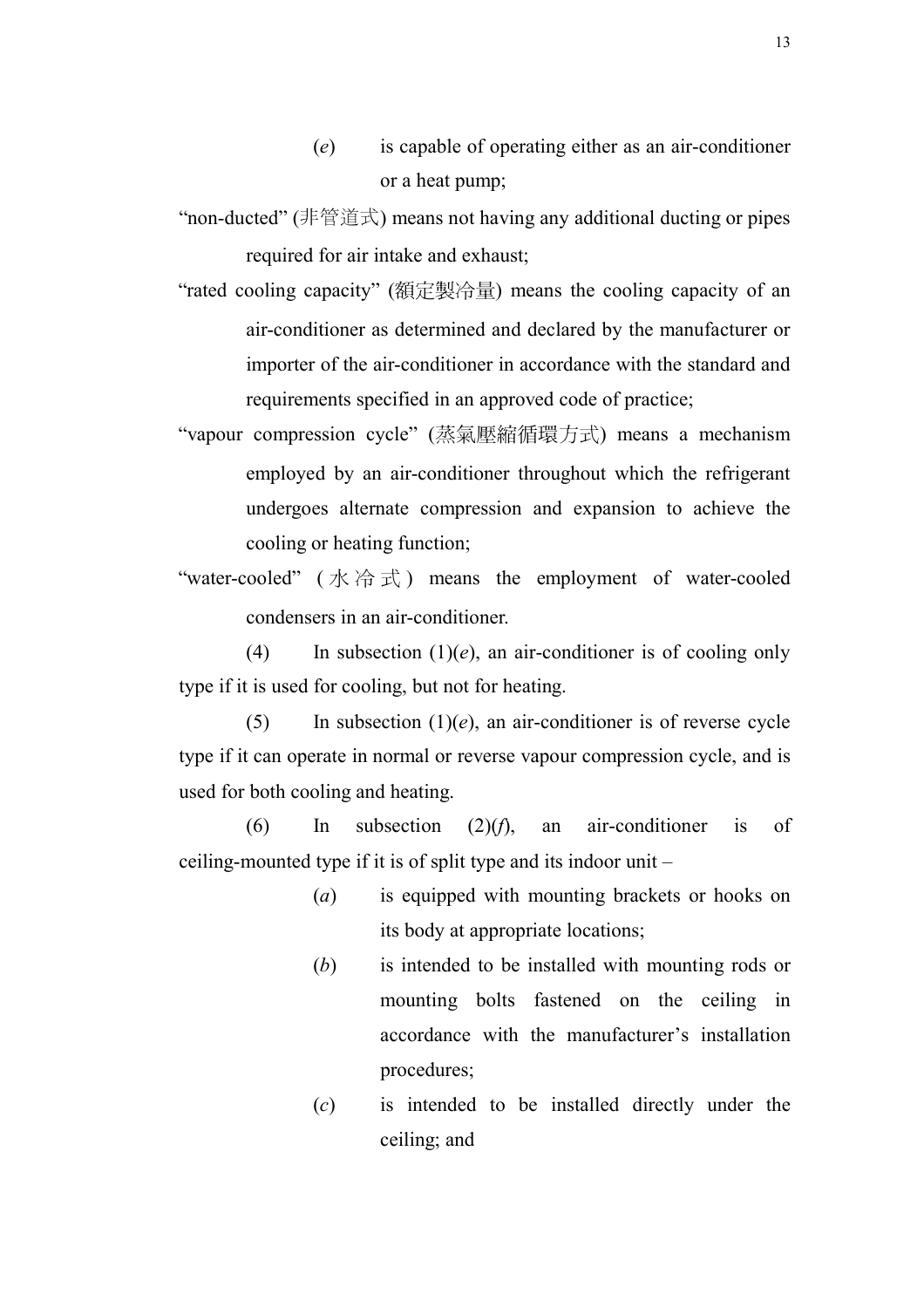(*e*) is capable of operating either as an air-conditioner or a heat pump;

"non-ducted" (非管道式) means not having any additional ducting or pipes required for air intake and exhaust;

"rated cooling capacity" (額定製冷量) means the cooling capacity of an air-conditioner as determined and declared by the manufacturer or importer of the air-conditioner in accordance with the standard and requirements specified in an approved code of practice;

"vapour compression cycle" (蒸氣壓縮循環方式) means a mechanism employed by an air-conditioner throughout which the refrigerant undergoes alternate compression and expansion to achieve the cooling or heating function;

"water-cooled" (水冷式) means the employment of water-cooled condensers in an air-conditioner.

(4) In subsection (1)(*e*), an air-conditioner is of cooling only type if it is used for cooling, but not for heating.

(5) In subsection (1)(*e*), an air-conditioner is of reverse cycle type if it can operate in normal or reverse vapour compression cycle, and is used for both cooling and heating.

(6) In subsection (2)(*f*), an air-conditioner is of ceiling-mounted type if it is of split type and its indoor unit –

(*a*) is equipped with mounting brackets or hooks on its body at appropriate locations;

(*b*) is intended to be installed with mounting rods or mounting bolts fastened on the ceiling in accordance with the manufacturer's installation procedures;

(*c*) is intended to be installed directly under the ceiling; and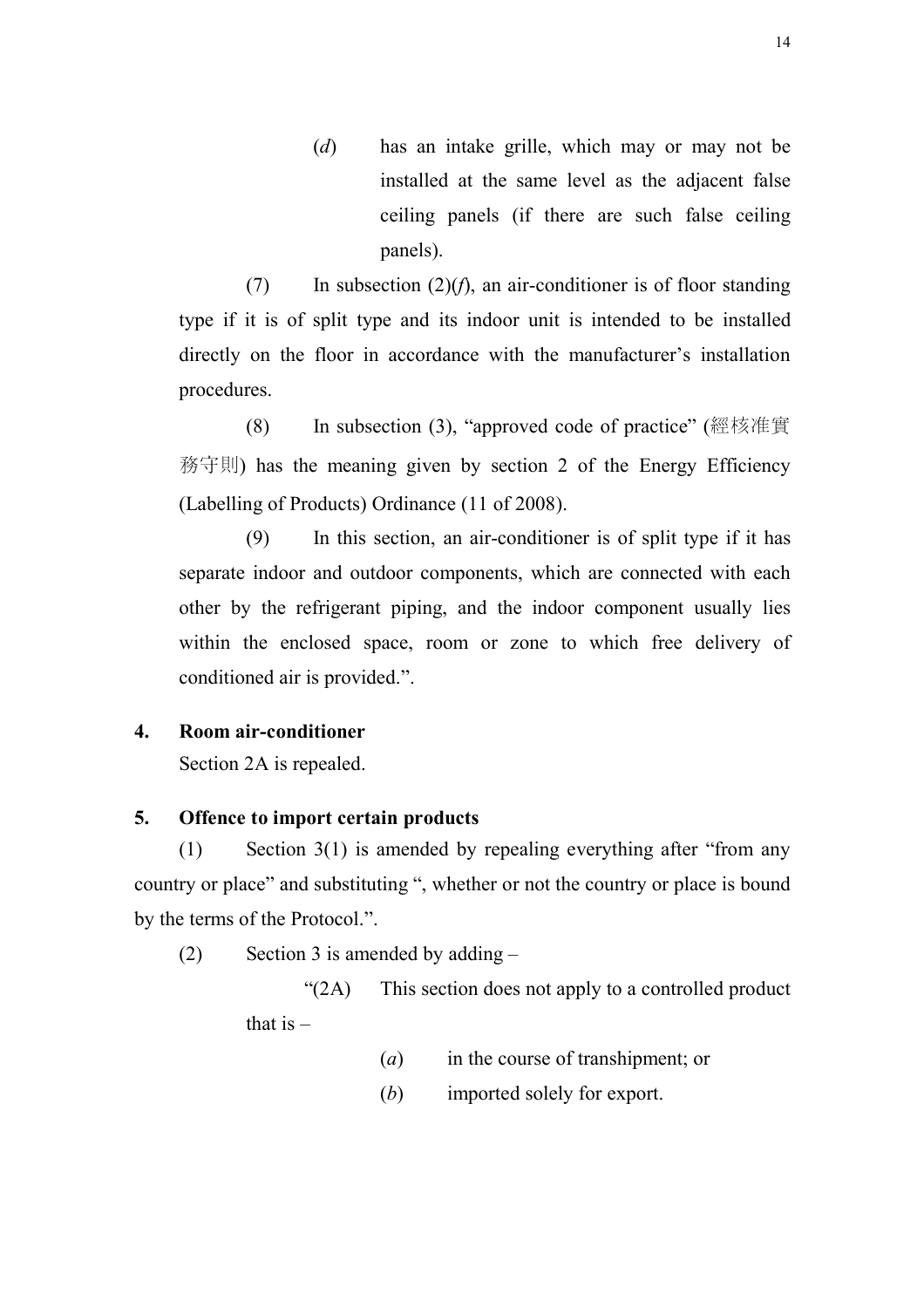(*d*) has an intake grille, which may or may not be installed at the same level as the adjacent false ceiling panels (if there are such false ceiling panels).

(7) In subsection (2)(*f*), an air-conditioner is of floor standing type if it is of split type and its indoor unit is intended to be installed directly on the floor in accordance with the manufacturer's installation procedures.

(8) In subsection (3), "approved code of practice" (經核准實務守則) has the meaning given by section 2 of the Energy Efficiency (Labelling of Products) Ordinance (11 of 2008).

(9) In this section, an air-conditioner is of split type if it has separate indoor and outdoor components, which are connected with each other by the refrigerant piping, and the indoor component usually lies within the enclosed space, room or zone to which free delivery of conditioned air is provided.".

**4. Room air-conditioner**

Section 2A is repealed.

**5. Offence to import certain products**

(1) Section 3(1) is amended by repealing everything after "from any country or place" and substituting ", whether or not the country or place is bound by the terms of the Protocol.".

(2) Section 3 is amended by adding –

"(2A) This section does not apply to a controlled product that is –

(*a*) in the course of transhipment; or

(*b*) imported solely for export.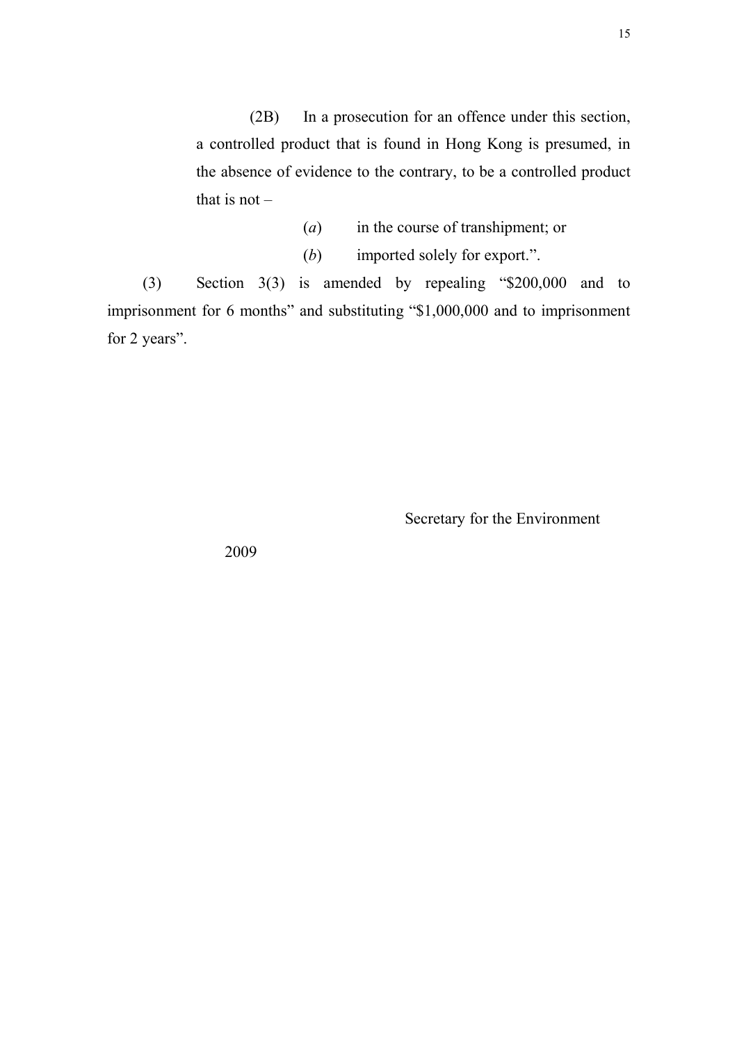(2B) In a prosecution for an offence under this section, a controlled product that is found in Hong Kong is presumed, in the absence of evidence to the contrary, to be a controlled product that is not –

(*a*) in the course of transhipment; or

(*b*) imported solely for export.".

(3) Section 3(3) is amended by repealing "$200,000 and to imprisonment for 6 months" and substituting "$1,000,000 and to imprisonment for 2 years".

Secretary for the Environment

2009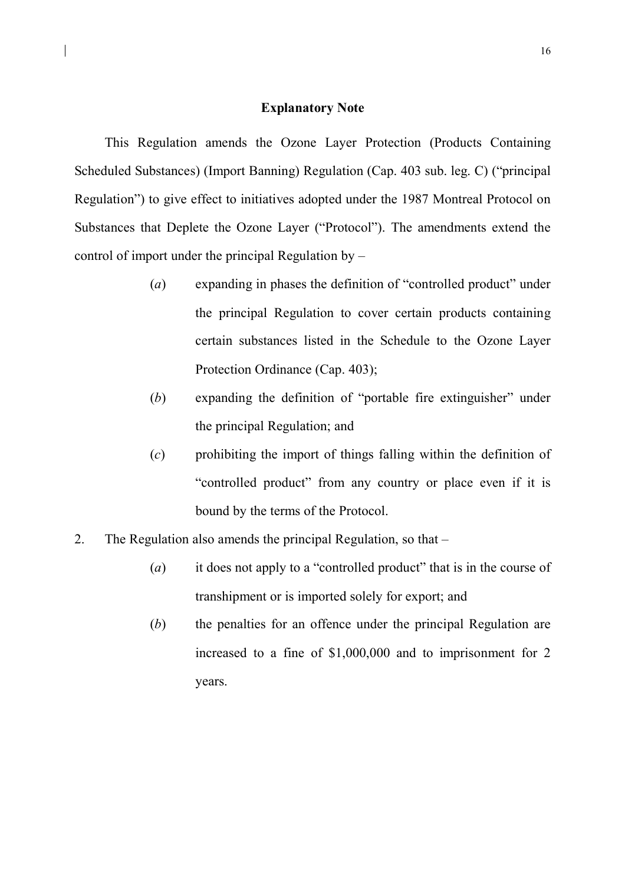## Explanatory Note

This Regulation amends the Ozone Layer Protection (Products Containing Scheduled Substances) (Import Banning) Regulation (Cap. 403 sub. leg. C) ("principal Regulation") to give effect to initiatives adopted under the 1987 Montreal Protocol on Substances that Deplete the Ozone Layer ("Protocol"). The amendments extend the control of import under the principal Regulation by –

- (*a*) expanding in phases the definition of "controlled product" under the principal Regulation to cover certain products containing certain substances listed in the Schedule to the Ozone Layer Protection Ordinance (Cap. 403);
- (*b*) expanding the definition of "portable fire extinguisher" under the principal Regulation; and
- (*c*) prohibiting the import of things falling within the definition of "controlled product" from any country or place even if it is bound by the terms of the Protocol.

2. The Regulation also amends the principal Regulation, so that –

- (*a*) it does not apply to a "controlled product" that is in the course of transhipment or is imported solely for export; and
- (*b*) the penalties for an offence under the principal Regulation are increased to a fine of $1,000,000 and to imprisonment for 2 years.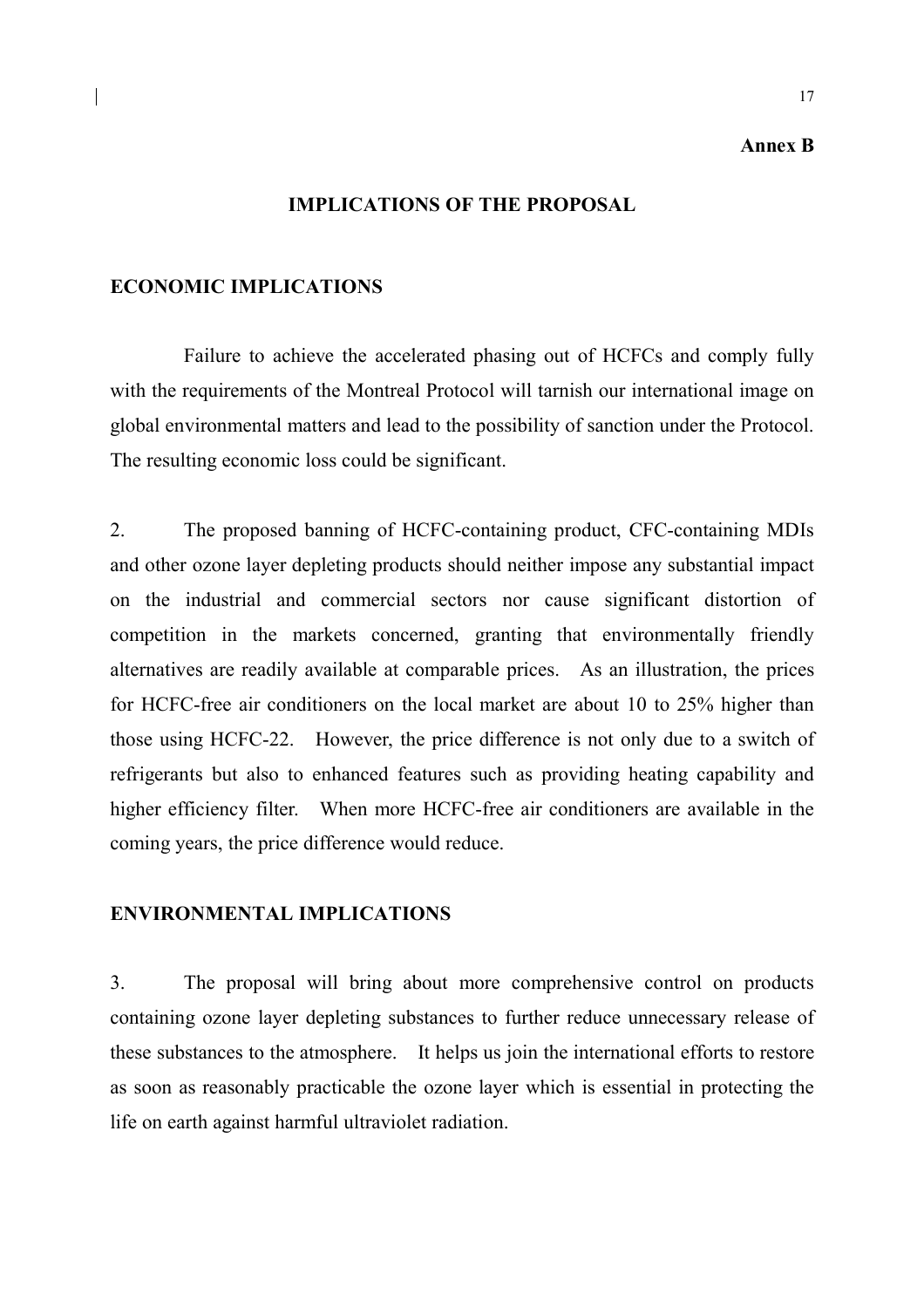**Annex B**

## IMPLICATIONS OF THE PROPOSAL

### ECONOMIC IMPLICATIONS

Failure to achieve the accelerated phasing out of HCFCs and comply fully with the requirements of the Montreal Protocol will tarnish our international image on global environmental matters and lead to the possibility of sanction under the Protocol. The resulting economic loss could be significant.

2. The proposed banning of HCFC-containing product, CFC-containing MDIs and other ozone layer depleting products should neither impose any substantial impact on the industrial and commercial sectors nor cause significant distortion of competition in the markets concerned, granting that environmentally friendly alternatives are readily available at comparable prices. As an illustration, the prices for HCFC-free air conditioners on the local market are about 10 to 25% higher than those using HCFC-22. However, the price difference is not only due to a switch of refrigerants but also to enhanced features such as providing heating capability and higher efficiency filter. When more HCFC-free air conditioners are available in the coming years, the price difference would reduce.

### ENVIRONMENTAL IMPLICATIONS

3. The proposal will bring about more comprehensive control on products containing ozone layer depleting substances to further reduce unnecessary release of these substances to the atmosphere. It helps us join the international efforts to restore as soon as reasonably practicable the ozone layer which is essential in protecting the life on earth against harmful ultraviolet radiation.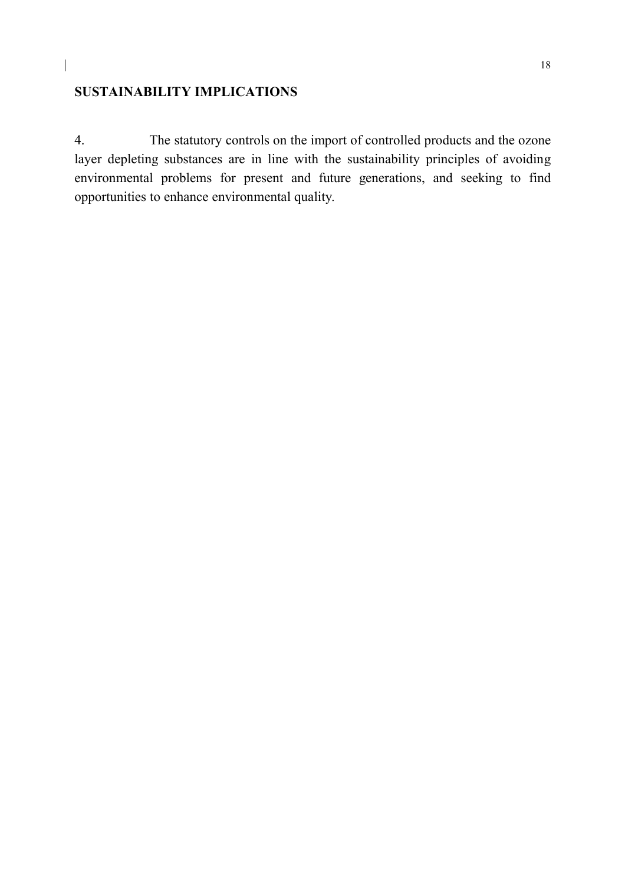## SUSTAINABILITY IMPLICATIONS

4. The statutory controls on the import of controlled products and the ozone layer depleting substances are in line with the sustainability principles of avoiding environmental problems for present and future generations, and seeking to find opportunities to enhance environmental quality.